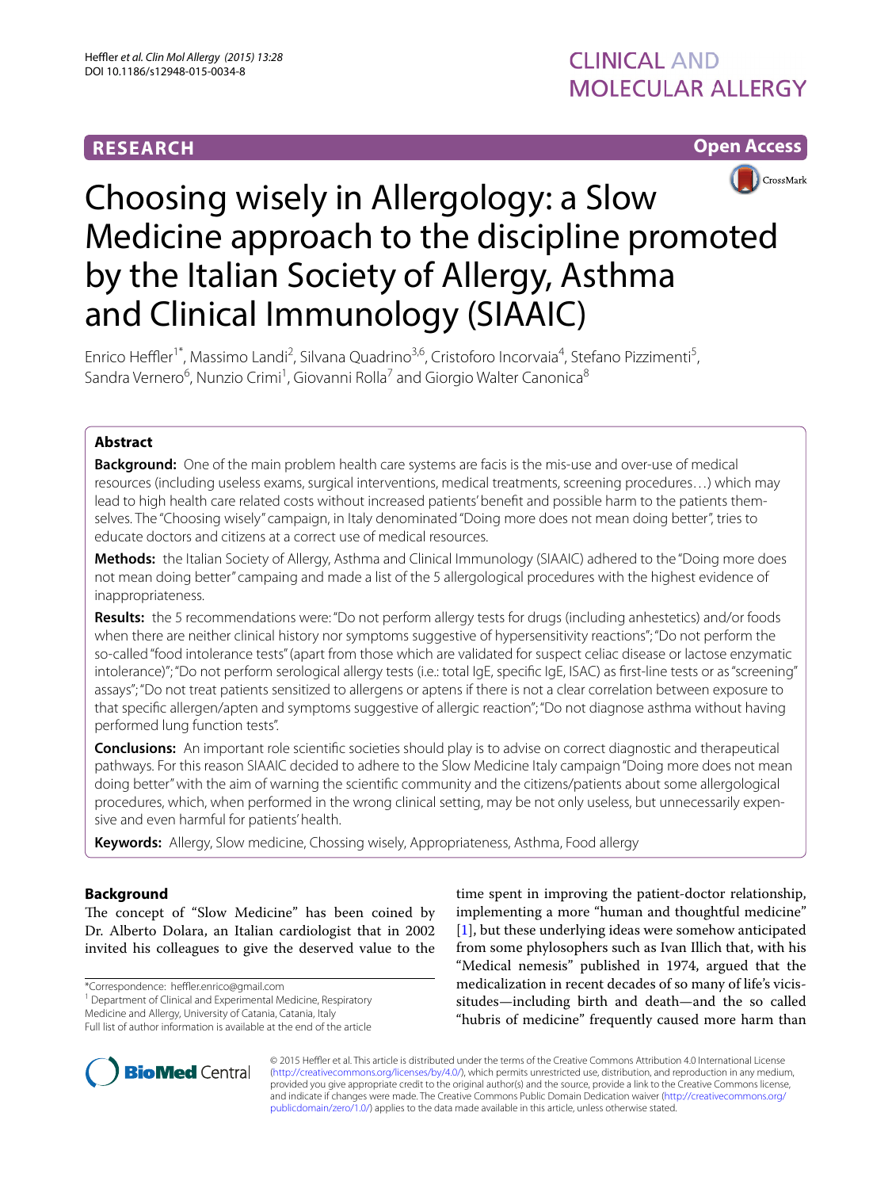RESEARCH

Open Access

# Choosing wisely in Allergology: a Slow Medicine approach to the discipline promoted by the Italian Society of Allergy, Asthma and Clinical Immunology (SIAAIC)

Enrico Heffler[1*], Massimo Landi[2], Silvana Quadrino[3,6], Cristoforo Incorvaia[4], Stefano Pizzimenti[5], Sandra Vernero[6], Nunzio Crimi[1], Giovanni Rolla[7] and Giorgio Walter Canonica[8]

## Abstract

**Background:** One of the main problem health care systems are facis is the mis-use and over-use of medical resources (including useless exams, surgical interventions, medical treatments, screening procedures…) which may lead to high health care related costs without increased patients' benefit and possible harm to the patients themselves. The "Choosing wisely" campaign, in Italy denominated "Doing more does not mean doing better", tries to educate doctors and citizens at a correct use of medical resources.

**Methods:** the Italian Society of Allergy, Asthma and Clinical Immunology (SIAAIC) adhered to the "Doing more does not mean doing better" campaing and made a list of the 5 allergological procedures with the highest evidence of inappropriateness.

**Results:** the 5 recommendations were: "Do not perform allergy tests for drugs (including anhestetics) and/or foods when there are neither clinical history nor symptoms suggestive of hypersensitivity reactions"; "Do not perform the so-called "food intolerance tests" (apart from those which are validated for suspect celiac disease or lactose enzymatic intolerance)"; "Do not perform serological allergy tests (i.e.: total IgE, specific IgE, ISAC) as first-line tests or as "screening" assays"; "Do not treat patients sensitized to allergens or aptens if there is not a clear correlation between exposure to that specific allergen/apten and symptoms suggestive of allergic reaction"; "Do not diagnose asthma without having performed lung function tests".

**Conclusions:** An important role scientific societies should play is to advise on correct diagnostic and therapeutical pathways. For this reason SIAAIC decided to adhere to the Slow Medicine Italy campaign "Doing more does not mean doing better" with the aim of warning the scientific community and the citizens/patients about some allergological procedures, which, when performed in the wrong clinical setting, may be not only useless, but unnecessarily expensive and even harmful for patients' health.

**Keywords:** Allergy, Slow medicine, Chossing wisely, Appropriateness, Asthma, Food allergy

## Background

The concept of "Slow Medicine" has been coined by Dr. Alberto Dolara, an Italian cardiologist that in 2002 invited his colleagues to give the deserved value to the time spent in improving the patient-doctor relationship, implementing a more "human and thoughtful medicine" [1], but these underlying ideas were somehow anticipated from some phylosophers such as Ivan Illich that, with his "Medical nemesis" published in 1974, argued that the medicalization in recent decades of so many of life's vicissitudes—including birth and death—and the so called "hubris of medicine" frequently caused more harm than

*Correspondence: heffler.enrico@gmail.com
[1] Department of Clinical and Experimental Medicine, Respiratory Medicine and Allergy, University of Catania, Catania, Italy
Full list of author information is available at the end of the article

© 2015 Heffler et al. This article is distributed under the terms of the Creative Commons Attribution 4.0 International License (http://creativecommons.org/licenses/by/4.0/), which permits unrestricted use, distribution, and reproduction in any medium, provided you give appropriate credit to the original author(s) and the source, provide a link to the Creative Commons license, and indicate if changes were made. The Creative Commons Public Domain Dedication waiver (http://creativecommons.org/publicdomain/zero/1.0/) applies to the data made available in this article, unless otherwise stated.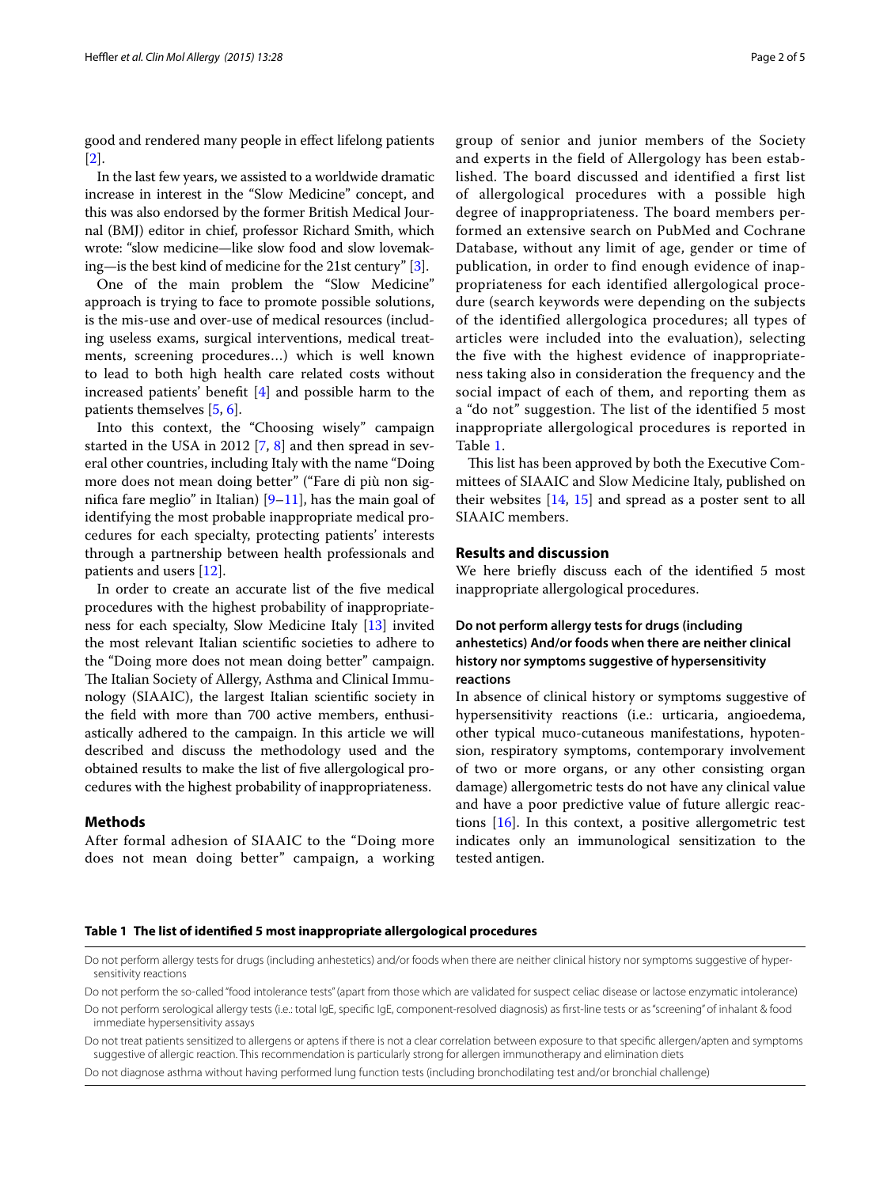good and rendered many people in effect lifelong patients [2].

In the last few years, we assisted to a worldwide dramatic increase in interest in the "Slow Medicine" concept, and this was also endorsed by the former British Medical Journal (BMJ) editor in chief, professor Richard Smith, which wrote: "slow medicine—like slow food and slow lovemaking—is the best kind of medicine for the 21st century" [3].

One of the main problem the "Slow Medicine" approach is trying to face to promote possible solutions, is the mis-use and over-use of medical resources (including useless exams, surgical interventions, medical treatments, screening procedures…) which is well known to lead to both high health care related costs without increased patients' benefit [4] and possible harm to the patients themselves [5, 6].

Into this context, the "Choosing wisely" campaign started in the USA in 2012 [7, 8] and then spread in several other countries, including Italy with the name "Doing more does not mean doing better" ("Fare di più non significa fare meglio" in Italian) [9–11], has the main goal of identifying the most probable inappropriate medical procedures for each specialty, protecting patients' interests through a partnership between health professionals and patients and users [12].

In order to create an accurate list of the five medical procedures with the highest probability of inappropriateness for each specialty, Slow Medicine Italy [13] invited the most relevant Italian scientific societies to adhere to the "Doing more does not mean doing better" campaign. The Italian Society of Allergy, Asthma and Clinical Immunology (SIAAIC), the largest Italian scientific society in the field with more than 700 active members, enthusiastically adhered to the campaign. In this article we will described and discuss the methodology used and the obtained results to make the list of five allergological procedures with the highest probability of inappropriateness.

## Methods

After formal adhesion of SIAAIC to the "Doing more does not mean doing better" campaign, a working group of senior and junior members of the Society and experts in the field of Allergology has been established. The board discussed and identified a first list of allergological procedures with a possible high degree of inappropriateness. The board members performed an extensive search on PubMed and Cochrane Database, without any limit of age, gender or time of publication, in order to find enough evidence of inappropriateness for each identified allergological procedure (search keywords were depending on the subjects of the identified allergologica procedures; all types of articles were included into the evaluation), selecting the five with the highest evidence of inappropriateness taking also in consideration the frequency and the social impact of each of them, and reporting them as a "do not" suggestion. The list of the identified 5 most inappropriate allergological procedures is reported in Table 1.

This list has been approved by both the Executive Committees of SIAAIC and Slow Medicine Italy, published on their websites [14, 15] and spread as a poster sent to all SIAAIC members.

## Results and discussion

We here briefly discuss each of the identified 5 most inappropriate allergological procedures.

### Do not perform allergy tests for drugs (including anhestetics) And/or foods when there are neither clinical history nor symptoms suggestive of hypersensitivity reactions

In absence of clinical history or symptoms suggestive of hypersensitivity reactions (i.e.: urticaria, angioedema, other typical muco-cutaneous manifestations, hypotension, respiratory symptoms, contemporary involvement of two or more organs, or any other consisting organ damage) allergometric tests do not have any clinical value and have a poor predictive value of future allergic reactions [16]. In this context, a positive allergometric test indicates only an immunological sensitization to the tested antigen.

**Table 1 The list of identified 5 most inappropriate allergological procedures**

| |
|---|
| Do not perform allergy tests for drugs (including anhestetics) and/or foods when there are neither clinical history nor symptoms suggestive of hypersensitivity reactions |
| Do not perform the so-called "food intolerance tests" (apart from those which are validated for suspect celiac disease or lactose enzymatic intolerance) |
| Do not perform serological allergy tests (i.e.: total IgE, specific IgE, component-resolved diagnosis) as first-line tests or as "screening" of inhalant & food immediate hypersensitivity assays |
| Do not treat patients sensitized to allergens or aptens if there is not a clear correlation between exposure to that specific allergen/apten and symptoms suggestive of allergic reaction. This recommendation is particularly strong for allergen immunotherapy and elimination diets |
| Do not diagnose asthma without having performed lung function tests (including bronchodilating test and/or bronchial challenge) |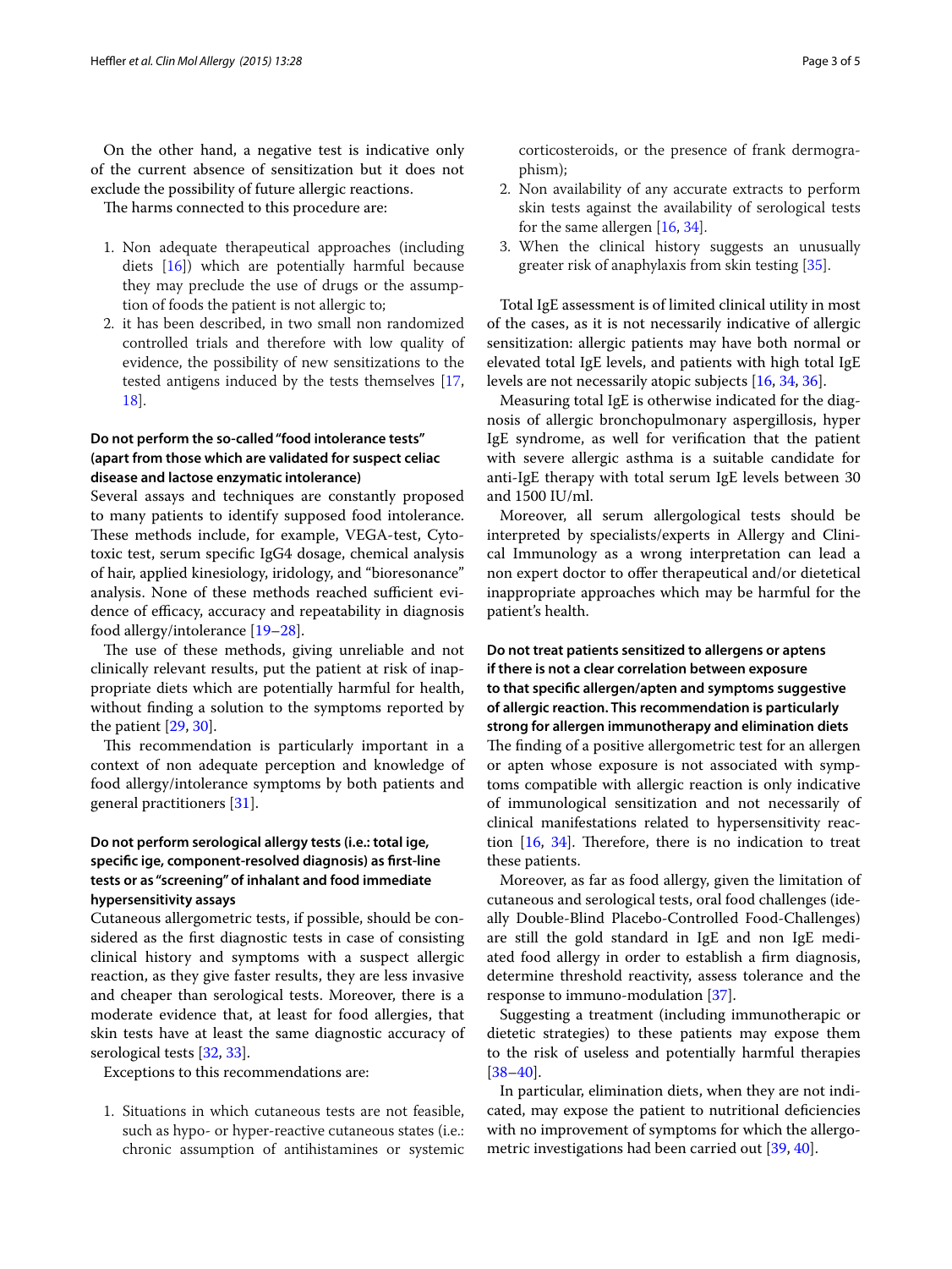On the other hand, a negative test is indicative only of the current absence of sensitization but it does not exclude the possibility of future allergic reactions.

The harms connected to this procedure are:

1. Non adequate therapeutical approaches (including diets [16]) which are potentially harmful because they may preclude the use of drugs or the assumption of foods the patient is not allergic to;
2. it has been described, in two small non randomized controlled trials and therefore with low quality of evidence, the possibility of new sensitizations to the tested antigens induced by the tests themselves [17, 18].

### Do not perform the so-called "food intolerance tests" (apart from those which are validated for suspect celiac disease and lactose enzymatic intolerance)

Several assays and techniques are constantly proposed to many patients to identify supposed food intolerance. These methods include, for example, VEGA-test, Cytotoxic test, serum specific IgG4 dosage, chemical analysis of hair, applied kinesiology, iridology, and "bioresonance" analysis. None of these methods reached sufficient evidence of efficacy, accuracy and repeatability in diagnosis food allergy/intolerance [19–28].

The use of these methods, giving unreliable and not clinically relevant results, put the patient at risk of inappropriate diets which are potentially harmful for health, without finding a solution to the symptoms reported by the patient [29, 30].

This recommendation is particularly important in a context of non adequate perception and knowledge of food allergy/intolerance symptoms by both patients and general practitioners [31].

### Do not perform serological allergy tests (i.e.: total ige, specific ige, component-resolved diagnosis) as first-line tests or as "screening" of inhalant and food immediate hypersensitivity assays

Cutaneous allergometric tests, if possible, should be considered as the first diagnostic tests in case of consisting clinical history and symptoms with a suspect allergic reaction, as they give faster results, they are less invasive and cheaper than serological tests. Moreover, there is a moderate evidence that, at least for food allergies, that skin tests have at least the same diagnostic accuracy of serological tests [32, 33].

Exceptions to this recommendations are:

1. Situations in which cutaneous tests are not feasible, such as hypo- or hyper-reactive cutaneous states (i.e.: chronic assumption of antihistamines or systemic corticosteroids, or the presence of frank dermographism);
2. Non availability of any accurate extracts to perform skin tests against the availability of serological tests for the same allergen [16, 34].
3. When the clinical history suggests an unusually greater risk of anaphylaxis from skin testing [35].

Total IgE assessment is of limited clinical utility in most of the cases, as it is not necessarily indicative of allergic sensitization: allergic patients may have both normal or elevated total IgE levels, and patients with high total IgE levels are not necessarily atopic subjects [16, 34, 36].

Measuring total IgE is otherwise indicated for the diagnosis of allergic bronchopulmonary aspergillosis, hyper IgE syndrome, as well for verification that the patient with severe allergic asthma is a suitable candidate for anti-IgE therapy with total serum IgE levels between 30 and 1500 IU/ml.

Moreover, all serum allergological tests should be interpreted by specialists/experts in Allergy and Clinical Immunology as a wrong interpretation can lead a non expert doctor to offer therapeutical and/or dietetical inappropriate approaches which may be harmful for the patient's health.

### Do not treat patients sensitized to allergens or aptens if there is not a clear correlation between exposure to that specific allergen/apten and symptoms suggestive of allergic reaction. This recommendation is particularly strong for allergen immunotherapy and elimination diets

The finding of a positive allergometric test for an allergen or apten whose exposure is not associated with symptoms compatible with allergic reaction is only indicative of immunological sensitization and not necessarily of clinical manifestations related to hypersensitivity reaction [16, 34]. Therefore, there is no indication to treat these patients.

Moreover, as far as food allergy, given the limitation of cutaneous and serological tests, oral food challenges (ideally Double-Blind Placebo-Controlled Food-Challenges) are still the gold standard in IgE and non IgE mediated food allergy in order to establish a firm diagnosis, determine threshold reactivity, assess tolerance and the response to immuno-modulation [37].

Suggesting a treatment (including immunotherapic or dietetic strategies) to these patients may expose them to the risk of useless and potentially harmful therapies [38–40].

In particular, elimination diets, when they are not indicated, may expose the patient to nutritional deficiencies with no improvement of symptoms for which the allergometric investigations had been carried out [39, 40].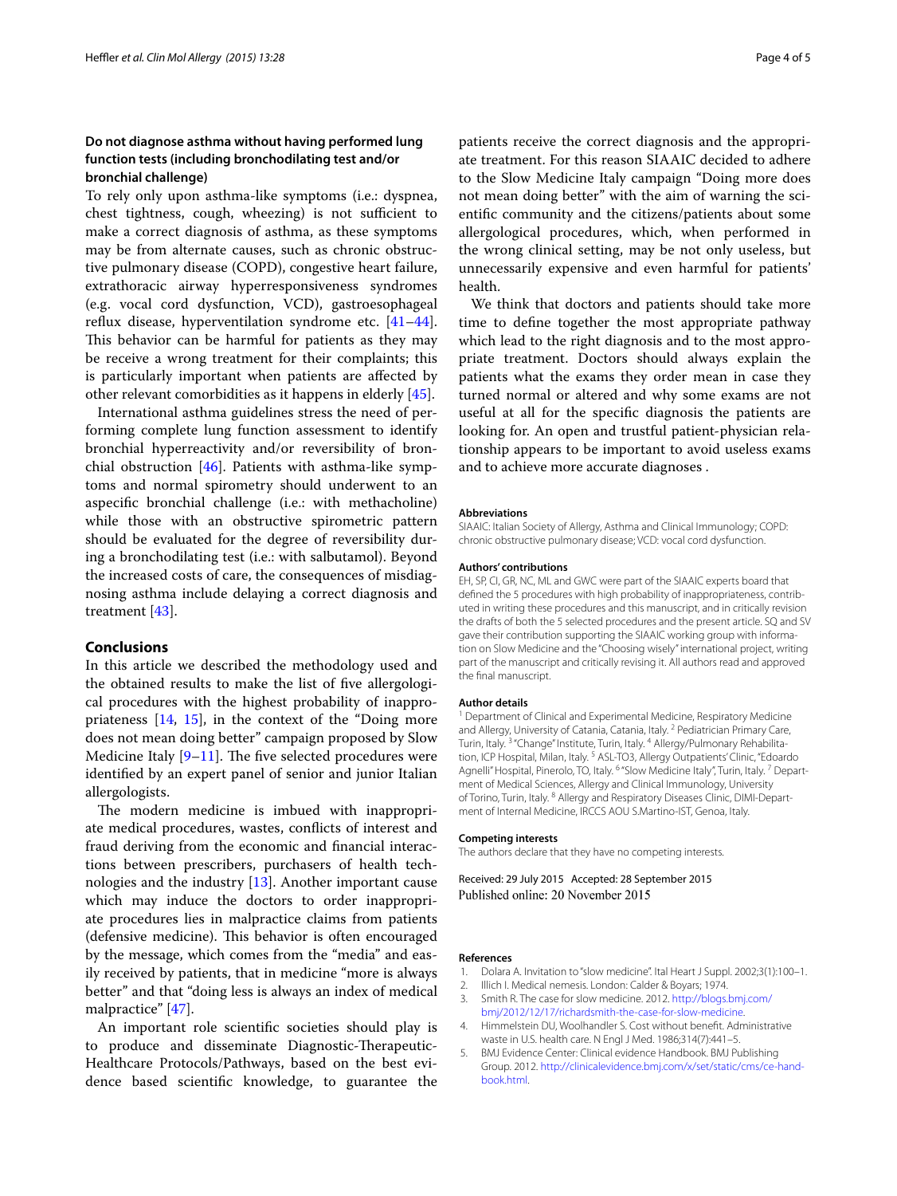### Do not diagnose asthma without having performed lung function tests (including bronchodilating test and/or bronchial challenge)

To rely only upon asthma-like symptoms (i.e.: dyspnea, chest tightness, cough, wheezing) is not sufficient to make a correct diagnosis of asthma, as these symptoms may be from alternate causes, such as chronic obstructive pulmonary disease (COPD), congestive heart failure, extrathoracic airway hyperresponsiveness syndromes (e.g. vocal cord dysfunction, VCD), gastroesophageal reflux disease, hyperventilation syndrome etc. [41–44]. This behavior can be harmful for patients as they may be receive a wrong treatment for their complaints; this is particularly important when patients are affected by other relevant comorbidities as it happens in elderly [45].

International asthma guidelines stress the need of performing complete lung function assessment to identify bronchial hyperreactivity and/or reversibility of bronchial obstruction [46]. Patients with asthma-like symptoms and normal spirometry should underwent to an aspecific bronchial challenge (i.e.: with methacholine) while those with an obstructive spirometric pattern should be evaluated for the degree of reversibility during a bronchodilating test (i.e.: with salbutamol). Beyond the increased costs of care, the consequences of misdiagnosing asthma include delaying a correct diagnosis and treatment [43].

## Conclusions

In this article we described the methodology used and the obtained results to make the list of five allergological procedures with the highest probability of inappropriateness [14, 15], in the context of the "Doing more does not mean doing better" campaign proposed by Slow Medicine Italy [9–11]. The five selected procedures were identified by an expert panel of senior and junior Italian allergologists.

The modern medicine is imbued with inappropriate medical procedures, wastes, conflicts of interest and fraud deriving from the economic and financial interactions between prescribers, purchasers of health technologies and the industry [13]. Another important cause which may induce the doctors to order inappropriate procedures lies in malpractice claims from patients (defensive medicine). This behavior is often encouraged by the message, which comes from the "media" and easily received by patients, that in medicine "more is always better" and that "doing less is always an index of medical malpractice" [47].

An important role scientific societies should play is to produce and disseminate Diagnostic-Therapeutic-Healthcare Protocols/Pathways, based on the best evidence based scientific knowledge, to guarantee the patients receive the correct diagnosis and the appropriate treatment. For this reason SIAAIC decided to adhere to the Slow Medicine Italy campaign "Doing more does not mean doing better" with the aim of warning the scientific community and the citizens/patients about some allergological procedures, which, when performed in the wrong clinical setting, may be not only useless, but unnecessarily expensive and even harmful for patients' health.

We think that doctors and patients should take more time to define together the most appropriate pathway which lead to the right diagnosis and to the most appropriate treatment. Doctors should always explain the patients what the exams they order mean in case they turned normal or altered and why some exams are not useful at all for the specific diagnosis the patients are looking for. An open and trustful patient-physician relationship appears to be important to avoid useless exams and to achieve more accurate diagnoses .

#### Abbreviations

SIAAIC: Italian Society of Allergy, Asthma and Clinical Immunology; COPD: chronic obstructive pulmonary disease; VCD: vocal cord dysfunction.

#### Authors' contributions

EH, SP, CI, GR, NC, ML and GWC were part of the SIAAIC experts board that defined the 5 procedures with high probability of inappropriateness, contributed in writing these procedures and this manuscript, and in critically revision the drafts of both the 5 selected procedures and the present article. SQ and SV gave their contribution supporting the SIAAIC working group with information on Slow Medicine and the "Choosing wisely" international project, writing part of the manuscript and critically revising it. All authors read and approved the final manuscript.

#### Author details

[1] Department of Clinical and Experimental Medicine, Respiratory Medicine and Allergy, University of Catania, Catania, Italy. [2] Pediatrician Primary Care, Turin, Italy. [3] "Change" Institute, Turin, Italy. [4] Allergy/Pulmonary Rehabilitation, ICP Hospital, Milan, Italy. [5] ASL-TO3, Allergy Outpatients' Clinic, "Edoardo Agnelli" Hospital, Pinerolo, TO, Italy. [6] "Slow Medicine Italy", Turin, Italy. [7] Department of Medical Sciences, Allergy and Clinical Immunology, University of Torino, Turin, Italy. [8] Allergy and Respiratory Diseases Clinic, DIMI-Department of Internal Medicine, IRCCS AOU S.Martino-IST, Genoa, Italy.

#### Competing interests

The authors declare that they have no competing interests.

Received: 29 July 2015 Accepted: 28 September 2015
Published online: 20 November 2015

#### References

1. Dolara A. Invitation to "slow medicine". Ital Heart J Suppl. 2002;3(1):100–1.
2. Illich I. Medical nemesis. London: Calder & Boyars; 1974.
3. Smith R. The case for slow medicine. 2012. http://blogs.bmj.com/bmj/2012/12/17/richardsmith-the-case-for-slow-medicine.
4. Himmelstein DU, Woolhandler S. Cost without benefit. Administrative waste in U.S. health care. N Engl J Med. 1986;314(7):441–5.
5. BMJ Evidence Center: Clinical evidence Handbook. BMJ Publishing Group. 2012. http://clinicalevidence.bmj.com/x/set/static/cms/ce-handbook.html.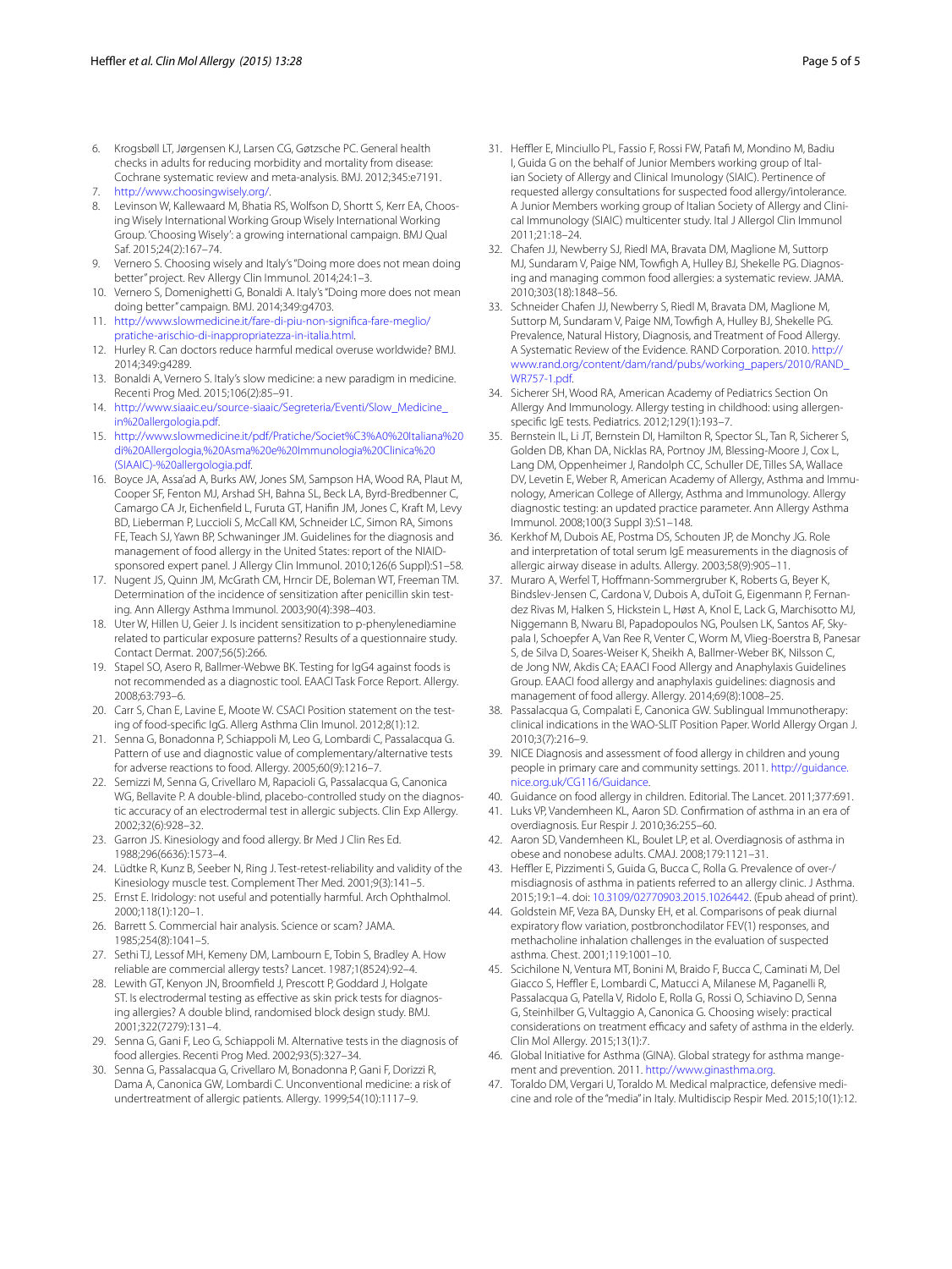6. Krogsbøll LT, Jørgensen KJ, Larsen CG, Gøtzsche PC. General health checks in adults for reducing morbidity and mortality from disease: Cochrane systematic review and meta-analysis. BMJ. 2012;345:e7191.
7. http://www.choosingwisely.org/.
8. Levinson W, Kallewaard M, Bhatia RS, Wolfson D, Shortt S, Kerr EA, Choosing Wisely International Working Group Wisely International Working Group. 'Choosing Wisely': a growing international campaign. BMJ Qual Saf. 2015;24(2):167–74.
9. Vernero S. Choosing wisely and Italy's "Doing more does not mean doing better" project. Rev Allergy Clin Immunol. 2014;24:1–3.
10. Vernero S, Domenighetti G, Bonaldi A. Italy's "Doing more does not mean doing better" campaign. BMJ. 2014;349:g4703.
11. http://www.slowmedicine.it/fare-di-piu-non-significa-fare-meglio/pratiche-arischio-di-inappropriatezza-in-italia.html.
12. Hurley R. Can doctors reduce harmful medical overuse worldwide? BMJ. 2014;349:g4289.
13. Bonaldi A, Vernero S. Italy's slow medicine: a new paradigm in medicine. Recenti Prog Med. 2015;106(2):85–91.
14. http://www.siaaic.eu/source-siaaic/Segreteria/Eventi/Slow_Medicine_in%20allergologia.pdf.
15. http://www.slowmedicine.it/pdf/Pratiche/Societ%C3%A0%20Italiana%20di%20Allergologia,%20Asma%20e%20Immunologia%20Clinica%20(SIAAIC)-%20allergologia.pdf.
16. Boyce JA, Assa'ad A, Burks AW, Jones SM, Sampson HA, Wood RA, Plaut M, Cooper SF, Fenton MJ, Arshad SH, Bahna SL, Beck LA, Byrd-Bredbenner C, Camargo CA Jr, Eichenfield L, Furuta GT, Hanifin JM, Jones C, Kraft M, Levy BD, Lieberman P, Luccioli S, McCall KM, Schneider LC, Simon RA, Simons FE, Teach SJ, Yawn BP, Schwaninger JM. Guidelines for the diagnosis and management of food allergy in the United States: report of the NIAID-sponsored expert panel. J Allergy Clin Immunol. 2010;126(6 Suppl):S1–58.
17. Nugent JS, Quinn JM, McGrath CM, Hrncir DE, Boleman WT, Freeman TM. Determination of the incidence of sensitization after penicillin skin testing. Ann Allergy Asthma Immunol. 2003;90(4):398–403.
18. Uter W, Hillen U, Geier J. Is incident sensitization to p-phenylenediamine related to particular exposure patterns? Results of a questionnaire study. Contact Dermat. 2007;56(5):266.
19. Stapel SO, Asero R, Ballmer-Webwe BK. Testing for IgG4 against foods is not recommended as a diagnostic tool. EAACI Task Force Report. Allergy. 2008;63:793–6.
20. Carr S, Chan E, Lavine E, Moote W. CSACI Position statement on the testing of food-specific IgG. Allerg Asthma Clin Imunol. 2012;8(1):12.
21. Senna G, Bonadonna P, Schiappoli M, Leo G, Lombardi C, Passalacqua G. Pattern of use and diagnostic value of complementary/alternative tests for adverse reactions to food. Allergy. 2005;60(9):1216–7.
22. Semizzi M, Senna G, Crivellaro M, Rapacioli G, Passalacqua G, Canonica WG, Bellavite P. A double-blind, placebo-controlled study on the diagnostic accuracy of an electrodermal test in allergic subjects. Clin Exp Allergy. 2002;32(6):928–32.
23. Garron JS. Kinesiology and food allergy. Br Med J Clin Res Ed. 1988;296(6636):1573–4.
24. Lüdtke R, Kunz B, Seeber N, Ring J. Test-retest-reliability and validity of the Kinesiology muscle test. Complement Ther Med. 2001;9(3):141–5.
25. Ernst E. Iridology: not useful and potentially harmful. Arch Ophthalmol. 2000;118(1):120–1.
26. Barrett S. Commercial hair analysis. Science or scam? JAMA. 1985;254(8):1041–5.
27. Sethi TJ, Lessof MH, Kemeny DM, Lambourn E, Tobin S, Bradley A. How reliable are commercial allergy tests? Lancet. 1987;1(8524):92–4.
28. Lewith GT, Kenyon JN, Broomfield J, Prescott P, Goddard J, Holgate ST. Is electrodermal testing as effective as skin prick tests for diagnosing allergies? A double blind, randomised block design study. BMJ. 2001;322(7279):131–4.
29. Senna G, Gani F, Leo G, Schiappoli M. Alternative tests in the diagnosis of food allergies. Recenti Prog Med. 2002;93(5):327–34.
30. Senna G, Passalacqua G, Crivellaro M, Bonadonna P, Gani F, Dorizzi R, Dama A, Canonica GW, Lombardi C. Unconventional medicine: a risk of undertreatment of allergic patients. Allergy. 1999;54(10):1117–9.
31. Heffler E, Minciullo PL, Fassio F, Rossi FW, Patafi M, Mondino M, Badiu I, Guida G on the behalf of Junior Members working group of Italian Society of Allergy and Clinical Imunology (SIAIC). Pertinence of requested allergy consultations for suspected food allergy/intolerance. A Junior Members working group of Italian Society of Allergy and Clinical Immunology (SIAIC) multicenter study. Ital J Allergol Clin Immunol 2011;21:18–24.
32. Chafen JJ, Newberry SJ, Riedl MA, Bravata DM, Maglione M, Suttorp MJ, Sundaram V, Paige NM, Towfigh A, Hulley BJ, Shekelle PG. Diagnosing and managing common food allergies: a systematic review. JAMA. 2010;303(18):1848–56.
33. Schneider Chafen JJ, Newberry S, Riedl M, Bravata DM, Maglione M, Suttorp M, Sundaram V, Paige NM, Towfigh A, Hulley BJ, Shekelle PG. Prevalence, Natural History, Diagnosis, and Treatment of Food Allergy. A Systematic Review of the Evidence. RAND Corporation. 2010. http://www.rand.org/content/dam/rand/pubs/working_papers/2010/RAND_WR757-1.pdf.
34. Sicherer SH, Wood RA, American Academy of Pediatrics Section On Allergy And Immunology. Allergy testing in childhood: using allergen-specific IgE tests. Pediatrics. 2012;129(1):193–7.
35. Bernstein IL, Li JT, Bernstein DI, Hamilton R, Spector SL, Tan R, Sicherer S, Golden DB, Khan DA, Nicklas RA, Portnoy JM, Blessing-Moore J, Cox L, Lang DM, Oppenheimer J, Randolph CC, Schuller DE, Tilles SA, Wallace DV, Levetin E, Weber R, American Academy of Allergy, Asthma and Immunology, American College of Allergy, Asthma and Immunology. Allergy diagnostic testing: an updated practice parameter. Ann Allergy Asthma Immunol. 2008;100(3 Suppl 3):S1–148.
36. Kerkhof M, Dubois AE, Postma DS, Schouten JP, de Monchy JG. Role and interpretation of total serum IgE measurements in the diagnosis of allergic airway disease in adults. Allergy. 2003;58(9):905–11.
37. Muraro A, Werfel T, Hoffmann-Sommergruber K, Roberts G, Beyer K, Bindslev-Jensen C, Cardona V, Dubois A, duToit G, Eigenmann P, Fernandez Rivas M, Halken S, Hickstein L, Høst A, Knol E, Lack G, Marchisotto MJ, Niggemann B, Nwaru BI, Papadopoulos NG, Poulsen LK, Santos AF, Skypala I, Schoepfer A, Van Ree R, Venter C, Worm M, Vlieg-Boerstra B, Panesar S, de Silva D, Soares-Weiser K, Sheikh A, Ballmer-Weber BK, Nilsson C, de Jong NW, Akdis CA; EAACI Food Allergy and Anaphylaxis Guidelines Group. EAACI food allergy and anaphylaxis guidelines: diagnosis and management of food allergy. Allergy. 2014;69(8):1008–25.
38. Passalacqua G, Compalati E, Canonica GW. Sublingual Immunotherapy: clinical indications in the WAO-SLIT Position Paper. World Allergy Organ J. 2010;3(7):216–9.
39. NICE Diagnosis and assessment of food allergy in children and young people in primary care and community settings. 2011. http://guidance.nice.org.uk/CG116/Guidance.
40. Guidance on food allergy in children. Editorial. The Lancet. 2011;377:691.
41. Luks VP, Vandemheen KL, Aaron SD. Confirmation of asthma in an era of overdiagnosis. Eur Respir J. 2010;36:255–60.
42. Aaron SD, Vandemheen KL, Boulet LP, et al. Overdiagnosis of asthma in obese and nonobese adults. CMAJ. 2008;179:1121–31.
43. Heffler E, Pizzimenti S, Guida G, Bucca C, Rolla G. Prevalence of over-/misdiagnosis of asthma in patients referred to an allergy clinic. J Asthma. 2015;19:1–4. doi: 10.3109/02770903.2015.1026442. (Epub ahead of print).
44. Goldstein MF, Veza BA, Dunsky EH, et al. Comparisons of peak diurnal expiratory flow variation, postbronchodilator FEV(1) responses, and methacholine inhalation challenges in the evaluation of suspected asthma. Chest. 2001;119:1001–10.
45. Scichilone N, Ventura MT, Bonini M, Braido F, Bucca C, Caminati M, Del Giacco S, Heffler E, Lombardi C, Matucci A, Milanese M, Paganelli R, Passalacqua G, Patella V, Ridolo E, Rolla G, Rossi O, Schiavino D, Senna G, Steinhilber G, Vultaggio A, Canonica G. Choosing wisely: practical considerations on treatment efficacy and safety of asthma in the elderly. Clin Mol Allergy. 2015;13(1):7.
46. Global Initiative for Asthma (GINA). Global strategy for asthma mangement and prevention. 2011. http://www.ginasthma.org.
47. Toraldo DM, Vergari U, Toraldo M. Medical malpractice, defensive medicine and role of the "media" in Italy. Multidiscip Respir Med. 2015;10(1):12.